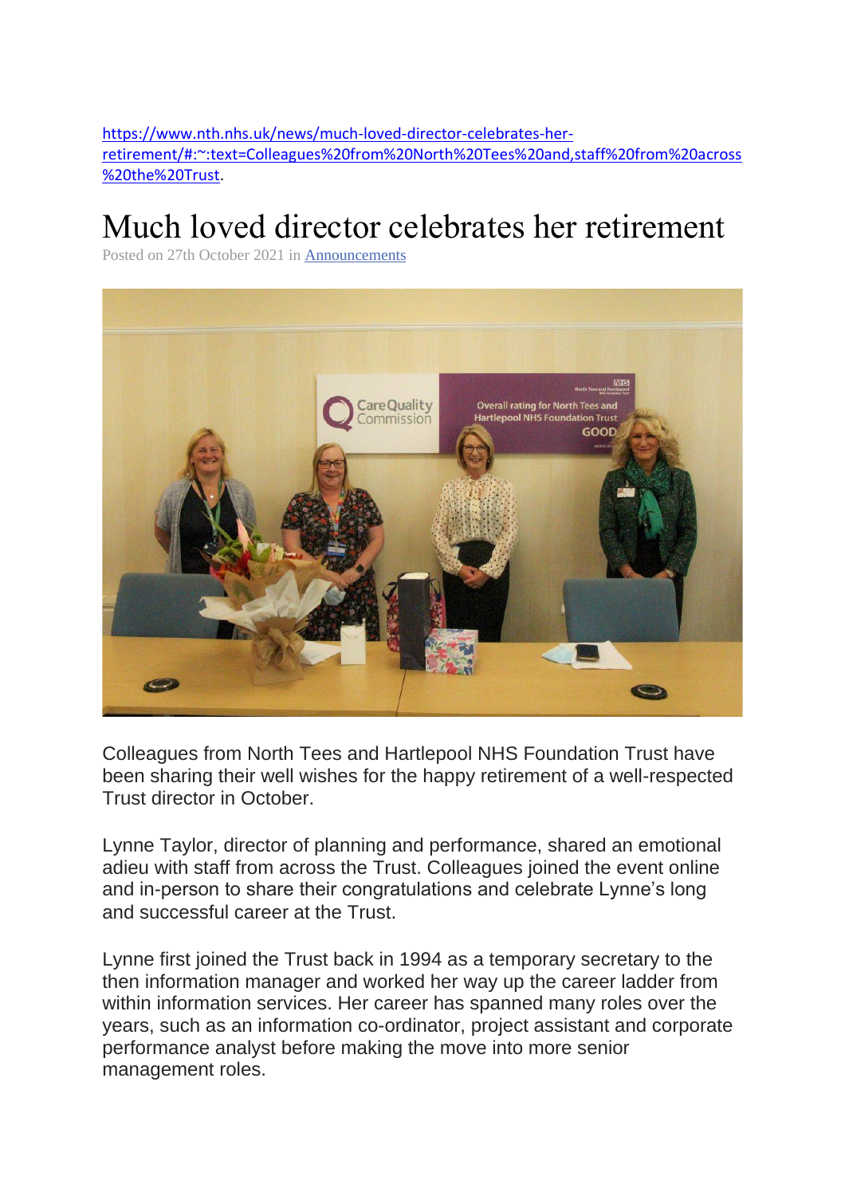https://www.nth.nhs.uk/news/much-loved-director-celebrates-her-retirement/#:~:text=Colleagues%20from%20North%20Tees%20and,staff%20from%20across%20the%20Trust.

# Much loved director celebrates her retirement

Posted on 27th October 2021 in Announcements

Colleagues from North Tees and Hartlepool NHS Foundation Trust have been sharing their well wishes for the happy retirement of a well-respected Trust director in October.

Lynne Taylor, director of planning and performance, shared an emotional adieu with staff from across the Trust. Colleagues joined the event online and in-person to share their congratulations and celebrate Lynne's long and successful career at the Trust.

Lynne first joined the Trust back in 1994 as a temporary secretary to the then information manager and worked her way up the career ladder from within information services. Her career has spanned many roles over the years, such as an information co-ordinator, project assistant and corporate performance analyst before making the move into more senior management roles.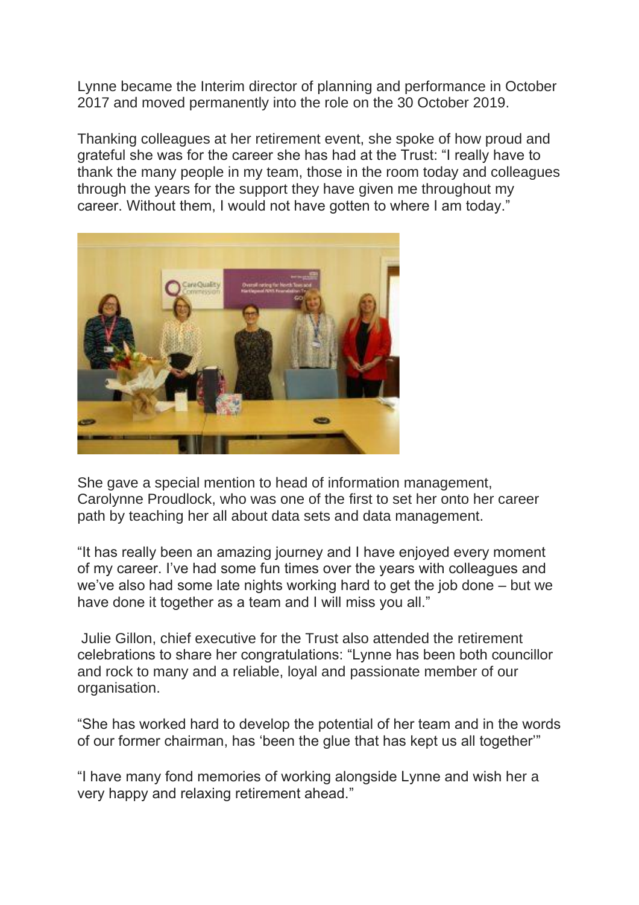Lynne became the Interim director of planning and performance in October 2017 and moved permanently into the role on the 30 October 2019.

Thanking colleagues at her retirement event, she spoke of how proud and grateful she was for the career she has had at the Trust: "I really have to thank the many people in my team, those in the room today and colleagues through the years for the support they have given me throughout my career. Without them, I would not have gotten to where I am today."

She gave a special mention to head of information management, Carolynne Proudlock, who was one of the first to set her onto her career path by teaching her all about data sets and data management.

"It has really been an amazing journey and I have enjoyed every moment of my career. I've had some fun times over the years with colleagues and we've also had some late nights working hard to get the job done – but we have done it together as a team and I will miss you all."

Julie Gillon, chief executive for the Trust also attended the retirement celebrations to share her congratulations: "Lynne has been both councillor and rock to many and a reliable, loyal and passionate member of our organisation.

"She has worked hard to develop the potential of her team and in the words of our former chairman, has 'been the glue that has kept us all together'"

"I have many fond memories of working alongside Lynne and wish her a very happy and relaxing retirement ahead."